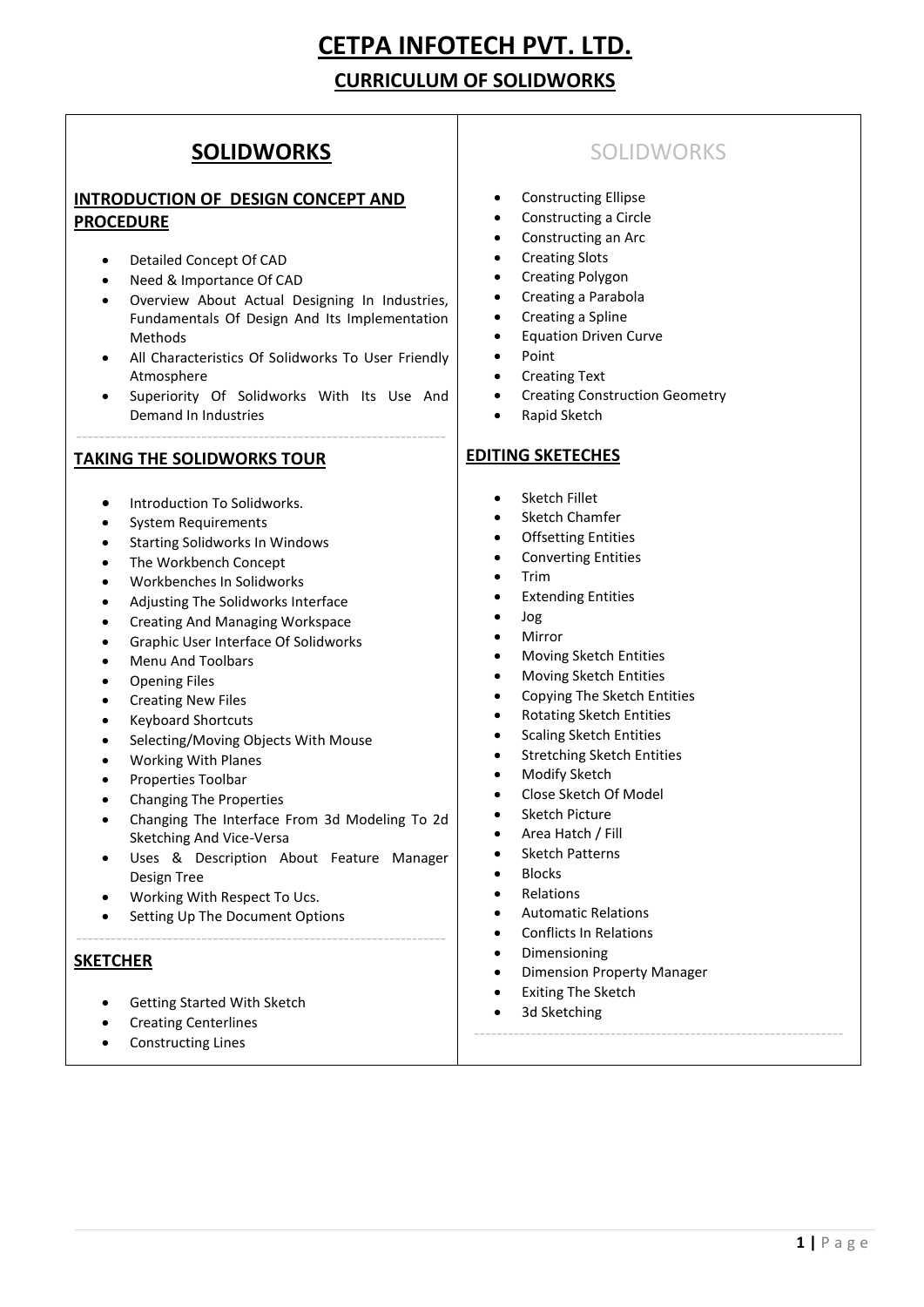# CETPA INFOTECH PVT. LTD.

## CURRICULUM OF SOLIDWORKS

## SOLIDWORKS

### INTRODUCTION OF DESIGN CONCEPT AND PROCEDURE

- Detailed Concept Of CAD
- Need & Importance Of CAD
- Overview About Actual Designing In Industries, Fundamentals Of Design And Its Implementation Methods
- All Characteristics Of Solidworks To User Friendly Atmosphere
- Superiority Of Solidworks With Its Use And Demand In Industries

### TAKING THE SOLIDWORKS TOUR

- Introduction To Solidworks.
- System Requirements
- Starting Solidworks In Windows
- The Workbench Concept
- Workbenches In Solidworks
- Adjusting The Solidworks Interface
- Creating And Managing Workspace
- Graphic User Interface Of Solidworks
- Menu And Toolbars
- Opening Files
- Creating New Files
- Keyboard Shortcuts
- Selecting/Moving Objects With Mouse
- Working With Planes
- Properties Toolbar
- Changing The Properties
- Changing The Interface From 3d Modeling To 2d Sketching And Vice-Versa
- Uses & Description About Feature Manager Design Tree
- Working With Respect To Ucs.
- Setting Up The Document Options

### SKETCHER

- Getting Started With Sketch
- Creating Centerlines
- Constructing Lines

## SOLIDWORKS

- Constructing Ellipse
- Constructing a Circle
- Constructing an Arc
- Creating Slots
- Creating Polygon
- Creating a Parabola
- Creating a Spline
- Equation Driven Curve
- Point
- Creating Text
- Creating Construction Geometry
- Rapid Sketch

### EDITING SKETECHES

- Sketch Fillet
- Sketch Chamfer
- Offsetting Entities
- Converting Entities
- Trim
- Extending Entities
- Jog
- Mirror
- Moving Sketch Entities
- Moving Sketch Entities
- Copying The Sketch Entities
- Rotating Sketch Entities
- Scaling Sketch Entities
- Stretching Sketch Entities
- Modify Sketch
- Close Sketch Of Model
- Sketch Picture
- Area Hatch / Fill
- Sketch Patterns
- Blocks
- Relations
- Automatic Relations
- Conflicts In Relations
- Dimensioning
- Dimension Property Manager
- Exiting The Sketch
- 3d Sketching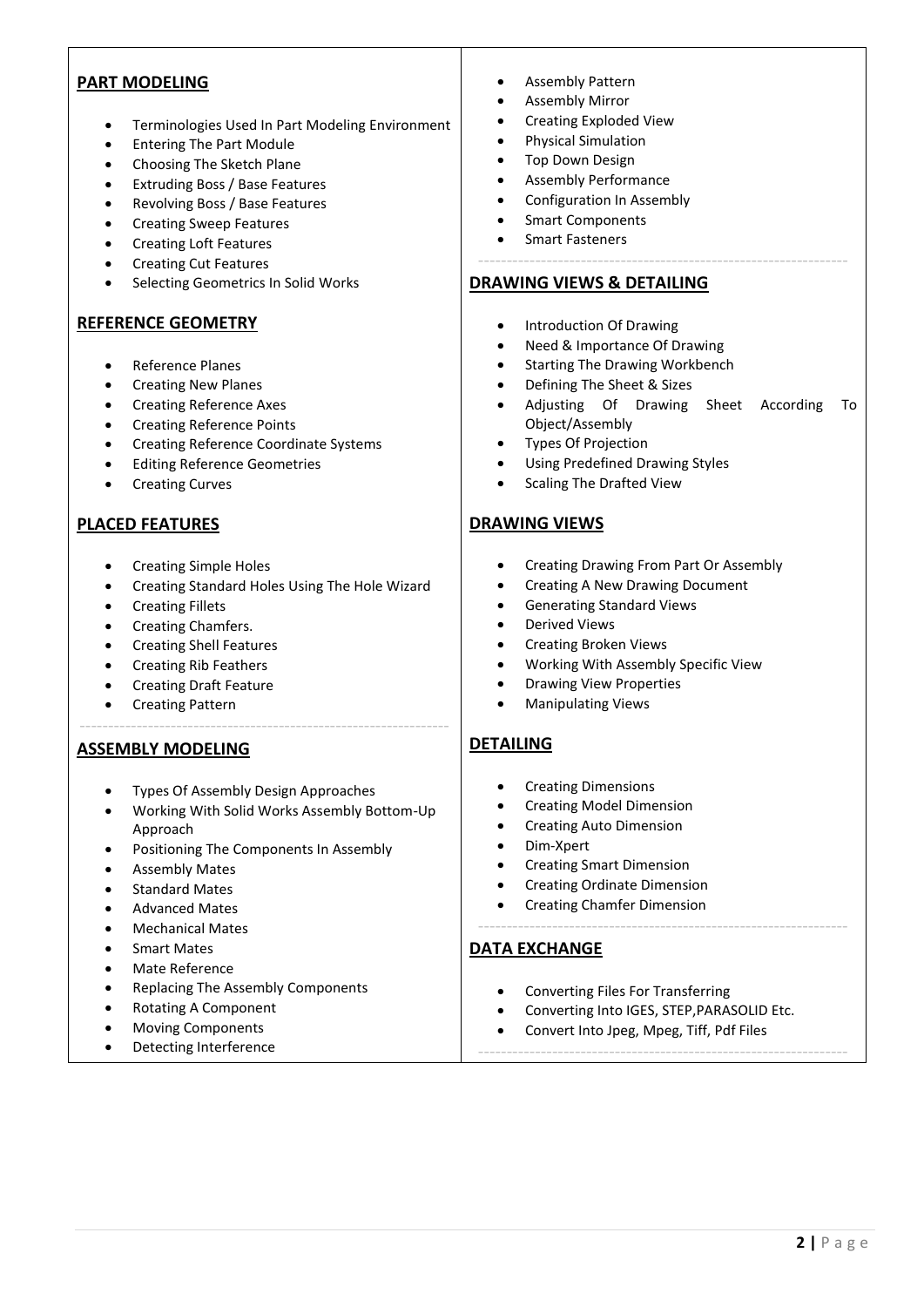## PART MODELING

- Terminologies Used In Part Modeling Environment
- Entering The Part Module
- Choosing The Sketch Plane
- Extruding Boss / Base Features
- Revolving Boss / Base Features
- Creating Sweep Features
- Creating Loft Features
- Creating Cut Features
- Selecting Geometrics In Solid Works

## REFERENCE GEOMETRY

- Reference Planes
- Creating New Planes
- Creating Reference Axes
- Creating Reference Points
- Creating Reference Coordinate Systems
- Editing Reference Geometries
- Creating Curves

## PLACED FEATURES

- Creating Simple Holes
- Creating Standard Holes Using The Hole Wizard
- Creating Fillets
- Creating Chamfers.
- Creating Shell Features
- Creating Rib Feathers
- Creating Draft Feature
- Creating Pattern

## ASSEMBLY MODELING

- Types Of Assembly Design Approaches
- Working With Solid Works Assembly Bottom-Up Approach
- Positioning The Components In Assembly
- Assembly Mates
- Standard Mates
- Advanced Mates
- Mechanical Mates
- Smart Mates
- Mate Reference
- Replacing The Assembly Components
- Rotating A Component
- Moving Components
- Detecting Interference
- Assembly Pattern
- Assembly Mirror
- Creating Exploded View
- Physical Simulation
- Top Down Design
- Assembly Performance
- Configuration In Assembly
- Smart Components
- Smart Fasteners

## DRAWING VIEWS & DETAILING

- Introduction Of Drawing
- Need & Importance Of Drawing
- Starting The Drawing Workbench
- Defining The Sheet & Sizes
- Adjusting Of Drawing Sheet According To Object/Assembly
- Types Of Projection
- Using Predefined Drawing Styles
- Scaling The Drafted View

## DRAWING VIEWS

- Creating Drawing From Part Or Assembly
- Creating A New Drawing Document
- Generating Standard Views
- Derived Views
- Creating Broken Views
- Working With Assembly Specific View
- Drawing View Properties
- Manipulating Views

## DETAILING

- Creating Dimensions
- Creating Model Dimension
- Creating Auto Dimension
- Dim-Xpert
- Creating Smart Dimension
- Creating Ordinate Dimension
- Creating Chamfer Dimension

## DATA EXCHANGE

- Converting Files For Transferring
- Converting Into IGES, STEP,PARASOLID Etc.
- Convert Into Jpeg, Mpeg, Tiff, Pdf Files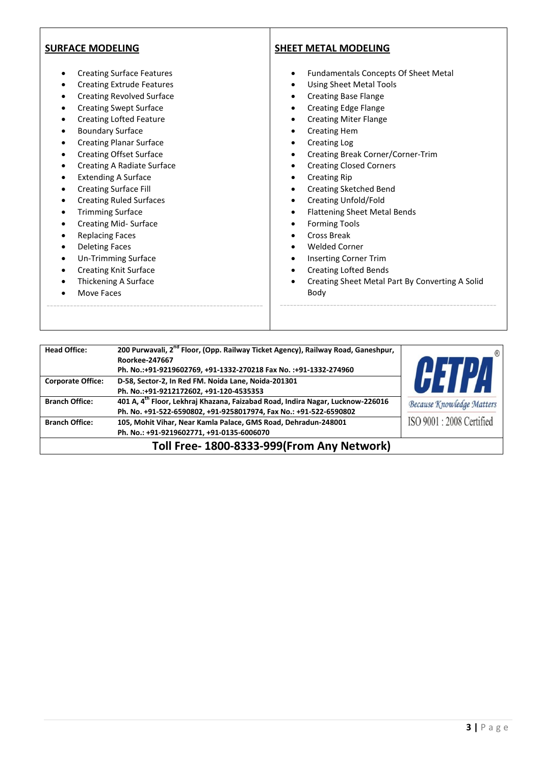## SURFACE MODELING

- Creating Surface Features
- Creating Extrude Features
- Creating Revolved Surface
- Creating Swept Surface
- Creating Lofted Feature
- Boundary Surface
- Creating Planar Surface
- Creating Offset Surface
- Creating A Radiate Surface
- Extending A Surface
- Creating Surface Fill
- Creating Ruled Surfaces
- Trimming Surface
- Creating Mid- Surface
- Replacing Faces
- Deleting Faces
- Un-Trimming Surface
- Creating Knit Surface
- Thickening A Surface
- Move Faces

## SHEET METAL MODELING

- Fundamentals Concepts Of Sheet Metal
- Using Sheet Metal Tools
- Creating Base Flange
- Creating Edge Flange
- Creating Miter Flange
- Creating Hem
- Creating Log
- Creating Break Corner/Corner-Trim
- Creating Closed Corners
- Creating Rip
- Creating Sketched Bend
- Creating Unfold/Fold
- Flattening Sheet Metal Bends
- Forming Tools
- Cross Break
- Welded Corner
- Inserting Corner Trim
- Creating Lofted Bends
- Creating Sheet Metal Part By Converting A Solid Body

| | | |
|---|---|---|
| **Head Office:** | **200 Purwavali, 2nd Floor, (Opp. Railway Ticket Agency), Railway Road, Ganeshpur, Roorkee-247667**<br>**Ph. No.:+91-9219602769, +91-1332-270218 Fax No. :+91-1332-274960** | **CETPA®**<br>*Because Knowledge Matters*<br>ISO 9001 : 2008 Certified |
| **Corporate Office:** | **D-58, Sector-2, In Red FM. Noida Lane, Noida-201301**<br>**Ph. No.:+91-9212172602, +91-120-4535353** | |
| **Branch Office:** | **401 A, 4th Floor, Lekhraj Khazana, Faizabad Road, Indira Nagar, Lucknow-226016**<br>**Ph. No. +91-522-6590802, +91-9258017974, Fax No.: +91-522-6590802** | |
| **Branch Office:** | **105, Mohit Vihar, Near Kamla Palace, GMS Road, Dehradun-248001**<br>**Ph. No.: +91-9219602771, +91-0135-6006070** | |

**Toll Free- 1800-8333-999(From Any Network)**